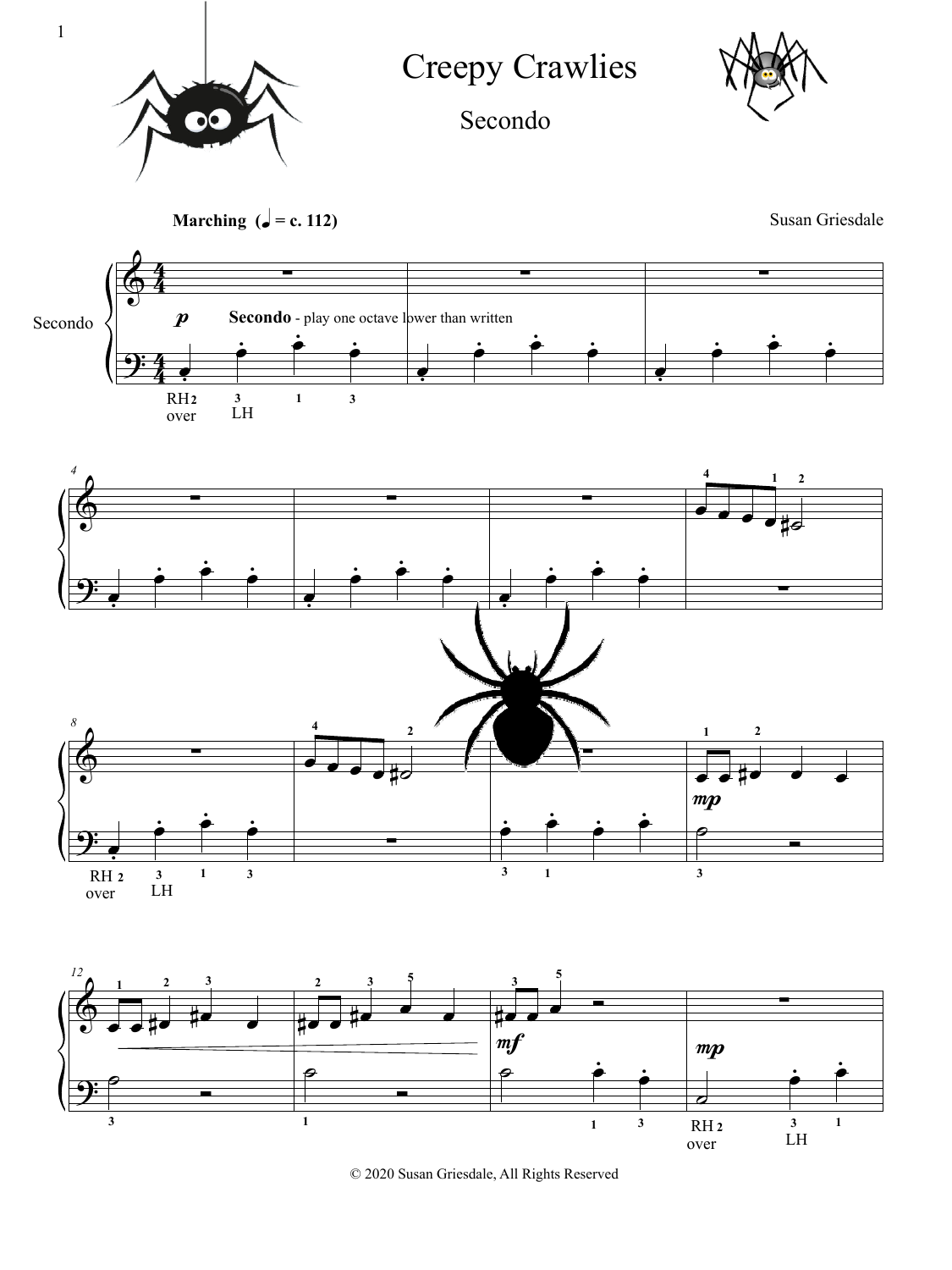# Creepy Crawlies

## Secondo

**Marching** (♩ = c. 112)

Susan Griesdale

Secondo - play one octave lower than written

© 2020 Susan Griesdale, All Rights Reserved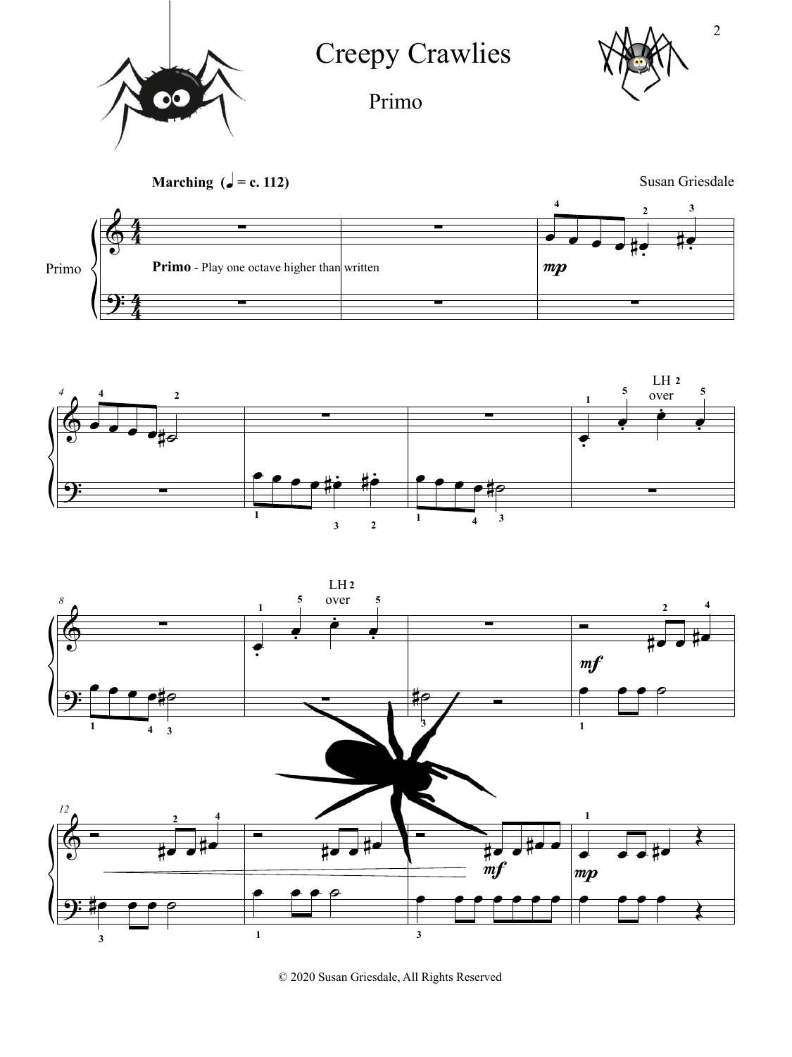# Creepy Crawlies

## Primo

**Marching** (♩ = c. 112)

Susan Griesdale

**Primo** - Play one octave higher than written

© 2020 Susan Griesdale, All Rights Reserved